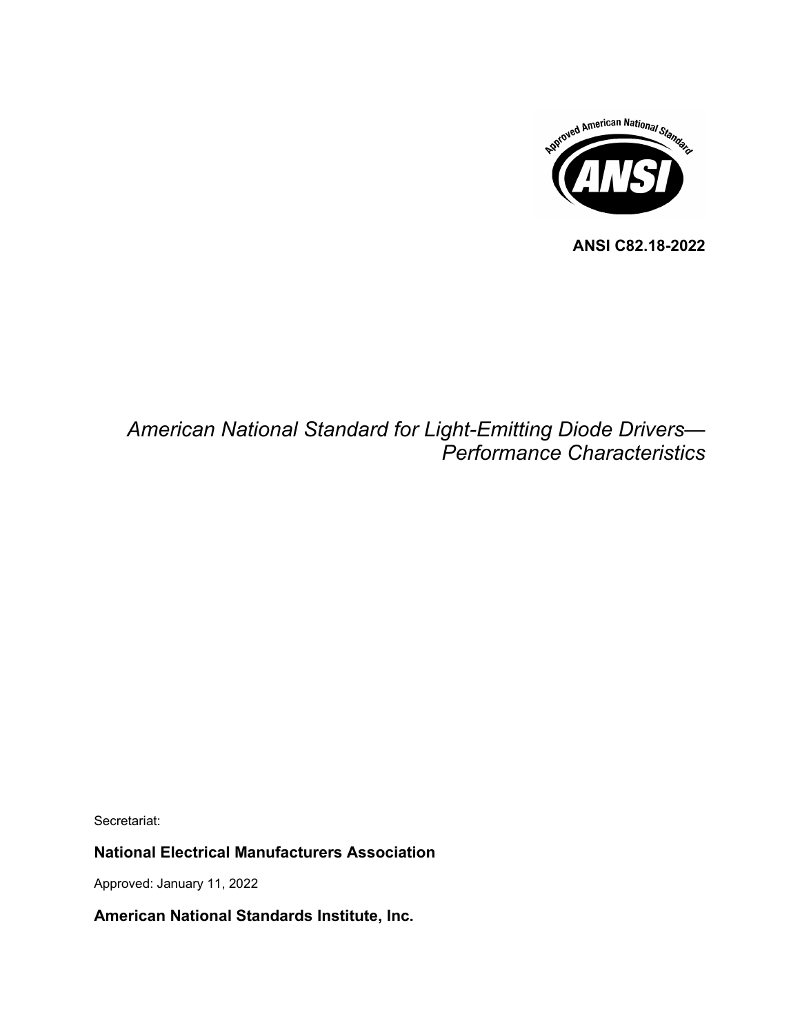**ANSI C82.18-2022**

# *American National Standard for Light-Emitting Diode Drivers—Performance Characteristics*

Secretariat:

**National Electrical Manufacturers Association**

Approved: January 11, 2022

**American National Standards Institute, Inc.**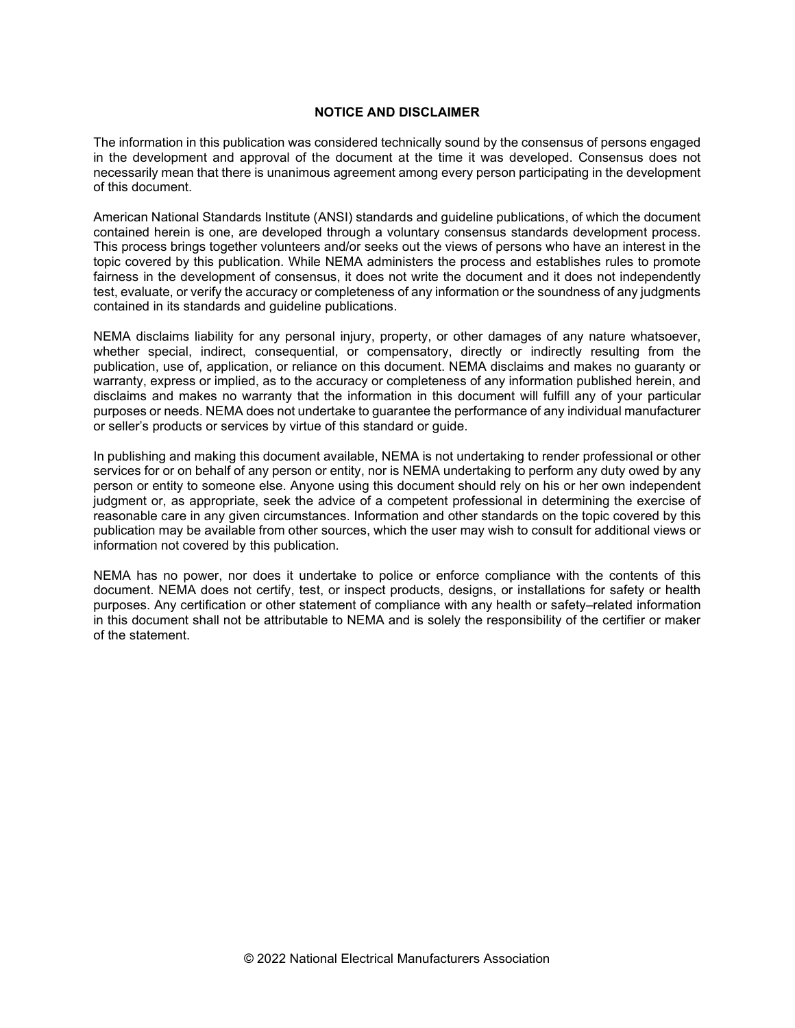## NOTICE AND DISCLAIMER

The information in this publication was considered technically sound by the consensus of persons engaged in the development and approval of the document at the time it was developed. Consensus does not necessarily mean that there is unanimous agreement among every person participating in the development of this document.

American National Standards Institute (ANSI) standards and guideline publications, of which the document contained herein is one, are developed through a voluntary consensus standards development process. This process brings together volunteers and/or seeks out the views of persons who have an interest in the topic covered by this publication. While NEMA administers the process and establishes rules to promote fairness in the development of consensus, it does not write the document and it does not independently test, evaluate, or verify the accuracy or completeness of any information or the soundness of any judgments contained in its standards and guideline publications.

NEMA disclaims liability for any personal injury, property, or other damages of any nature whatsoever, whether special, indirect, consequential, or compensatory, directly or indirectly resulting from the publication, use of, application, or reliance on this document. NEMA disclaims and makes no guaranty or warranty, express or implied, as to the accuracy or completeness of any information published herein, and disclaims and makes no warranty that the information in this document will fulfill any of your particular purposes or needs. NEMA does not undertake to guarantee the performance of any individual manufacturer or seller's products or services by virtue of this standard or guide.

In publishing and making this document available, NEMA is not undertaking to render professional or other services for or on behalf of any person or entity, nor is NEMA undertaking to perform any duty owed by any person or entity to someone else. Anyone using this document should rely on his or her own independent judgment or, as appropriate, seek the advice of a competent professional in determining the exercise of reasonable care in any given circumstances. Information and other standards on the topic covered by this publication may be available from other sources, which the user may wish to consult for additional views or information not covered by this publication.

NEMA has no power, nor does it undertake to police or enforce compliance with the contents of this document. NEMA does not certify, test, or inspect products, designs, or installations for safety or health purposes. Any certification or other statement of compliance with any health or safety–related information in this document shall not be attributable to NEMA and is solely the responsibility of the certifier or maker of the statement.

© 2022 National Electrical Manufacturers Association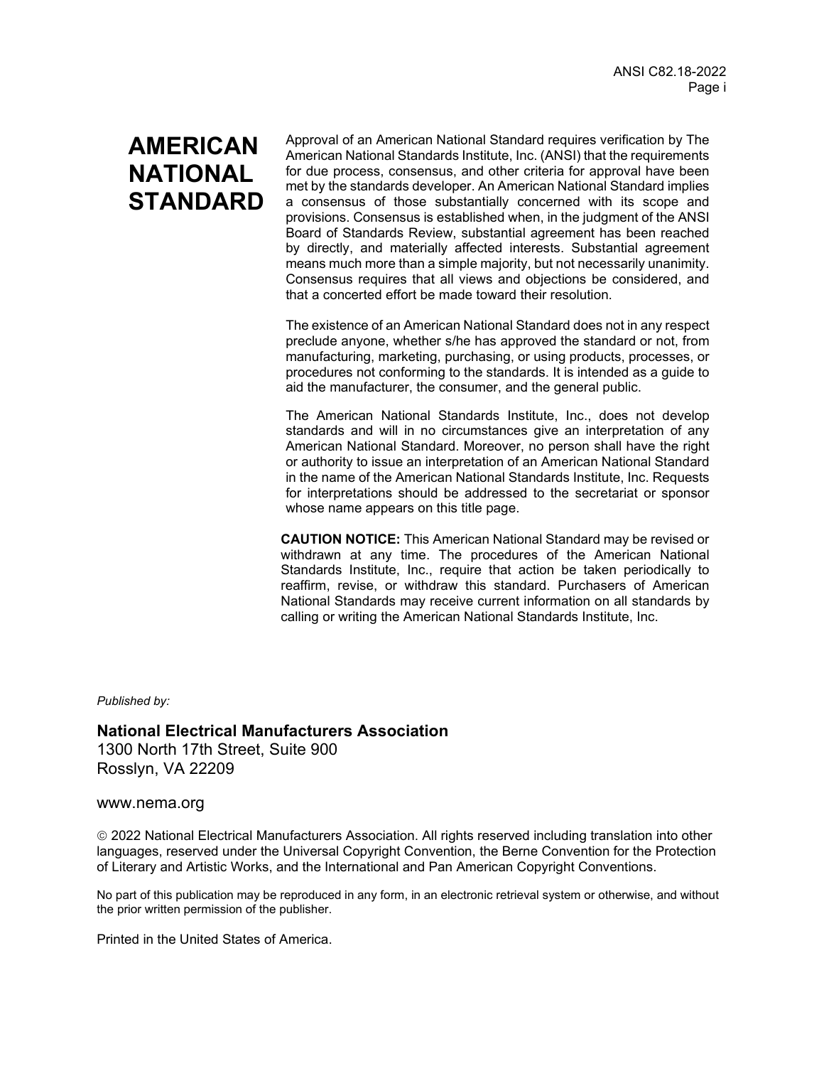# AMERICAN NATIONAL STANDARD

Approval of an American National Standard requires verification by The American National Standards Institute, Inc. (ANSI) that the requirements for due process, consensus, and other criteria for approval have been met by the standards developer. An American National Standard implies a consensus of those substantially concerned with its scope and provisions. Consensus is established when, in the judgment of the ANSI Board of Standards Review, substantial agreement has been reached by directly, and materially affected interests. Substantial agreement means much more than a simple majority, but not necessarily unanimity. Consensus requires that all views and objections be considered, and that a concerted effort be made toward their resolution.

The existence of an American National Standard does not in any respect preclude anyone, whether s/he has approved the standard or not, from manufacturing, marketing, purchasing, or using products, processes, or procedures not conforming to the standards. It is intended as a guide to aid the manufacturer, the consumer, and the general public.

The American National Standards Institute, Inc., does not develop standards and will in no circumstances give an interpretation of any American National Standard. Moreover, no person shall have the right or authority to issue an interpretation of an American National Standard in the name of the American National Standards Institute, Inc. Requests for interpretations should be addressed to the secretariat or sponsor whose name appears on this title page.

**CAUTION NOTICE:** This American National Standard may be revised or withdrawn at any time. The procedures of the American National Standards Institute, Inc., require that action be taken periodically to reaffirm, revise, or withdraw this standard. Purchasers of American National Standards may receive current information on all standards by calling or writing the American National Standards Institute, Inc.

*Published by:*

**National Electrical Manufacturers Association**
1300 North 17th Street, Suite 900
Rosslyn, VA 22209

www.nema.org

© 2022 National Electrical Manufacturers Association. All rights reserved including translation into other languages, reserved under the Universal Copyright Convention, the Berne Convention for the Protection of Literary and Artistic Works, and the International and Pan American Copyright Conventions.

No part of this publication may be reproduced in any form, in an electronic retrieval system or otherwise, and without the prior written permission of the publisher.

Printed in the United States of America.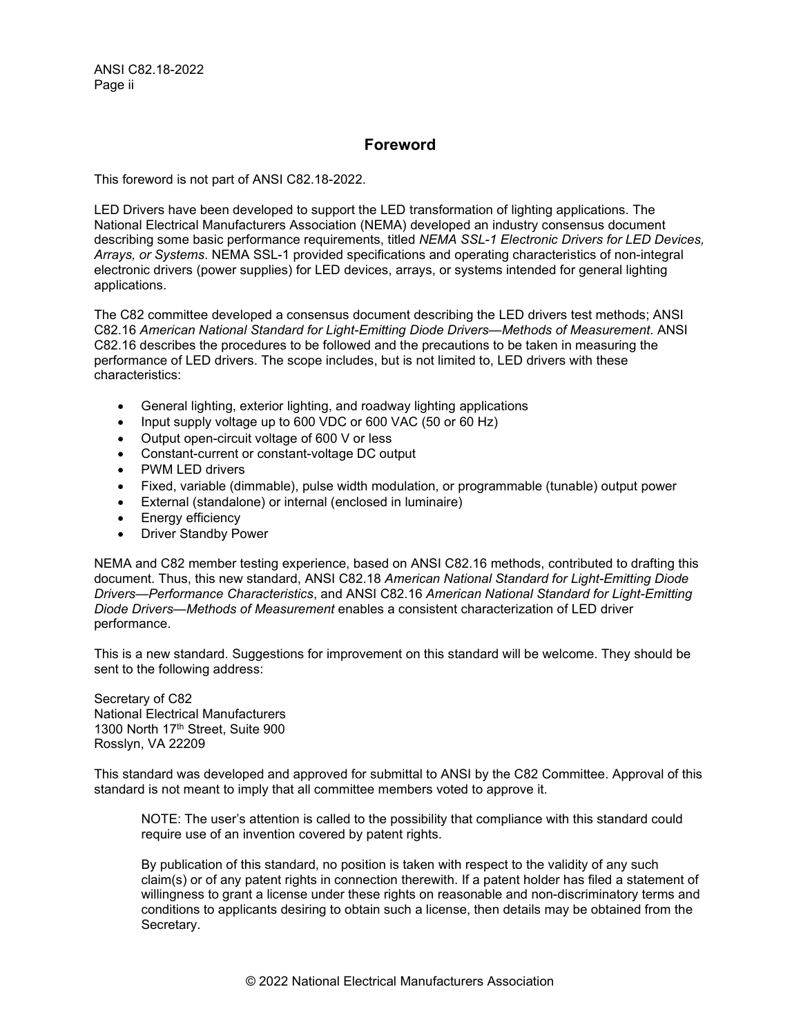## Foreword

This foreword is not part of ANSI C82.18-2022.

LED Drivers have been developed to support the LED transformation of lighting applications. The National Electrical Manufacturers Association (NEMA) developed an industry consensus document describing some basic performance requirements, titled *NEMA SSL-1 Electronic Drivers for LED Devices, Arrays, or Systems*. NEMA SSL-1 provided specifications and operating characteristics of non-integral electronic drivers (power supplies) for LED devices, arrays, or systems intended for general lighting applications.

The C82 committee developed a consensus document describing the LED drivers test methods; ANSI C82.16 *American National Standard for Light-Emitting Diode Drivers—Methods of Measurement*. ANSI C82.16 describes the procedures to be followed and the precautions to be taken in measuring the performance of LED drivers. The scope includes, but is not limited to, LED drivers with these characteristics:

- General lighting, exterior lighting, and roadway lighting applications
- Input supply voltage up to 600 VDC or 600 VAC (50 or 60 Hz)
- Output open-circuit voltage of 600 V or less
- Constant-current or constant-voltage DC output
- PWM LED drivers
- Fixed, variable (dimmable), pulse width modulation, or programmable (tunable) output power
- External (standalone) or internal (enclosed in luminaire)
- Energy efficiency
- Driver Standby Power

NEMA and C82 member testing experience, based on ANSI C82.16 methods, contributed to drafting this document. Thus, this new standard, ANSI C82.18 *American National Standard for Light-Emitting Diode Drivers—Performance Characteristics*, and ANSI C82.16 *American National Standard for Light-Emitting Diode Drivers—Methods of Measurement* enables a consistent characterization of LED driver performance.

This is a new standard. Suggestions for improvement on this standard will be welcome. They should be sent to the following address:

Secretary of C82
National Electrical Manufacturers
1300 North 17th Street, Suite 900
Rosslyn, VA 22209

This standard was developed and approved for submittal to ANSI by the C82 Committee. Approval of this standard is not meant to imply that all committee members voted to approve it.

> NOTE: The user's attention is called to the possibility that compliance with this standard could require use of an invention covered by patent rights.
>
> By publication of this standard, no position is taken with respect to the validity of any such claim(s) or of any patent rights in connection therewith. If a patent holder has filed a statement of willingness to grant a license under these rights on reasonable and non-discriminatory terms and conditions to applicants desiring to obtain such a license, then details may be obtained from the Secretary.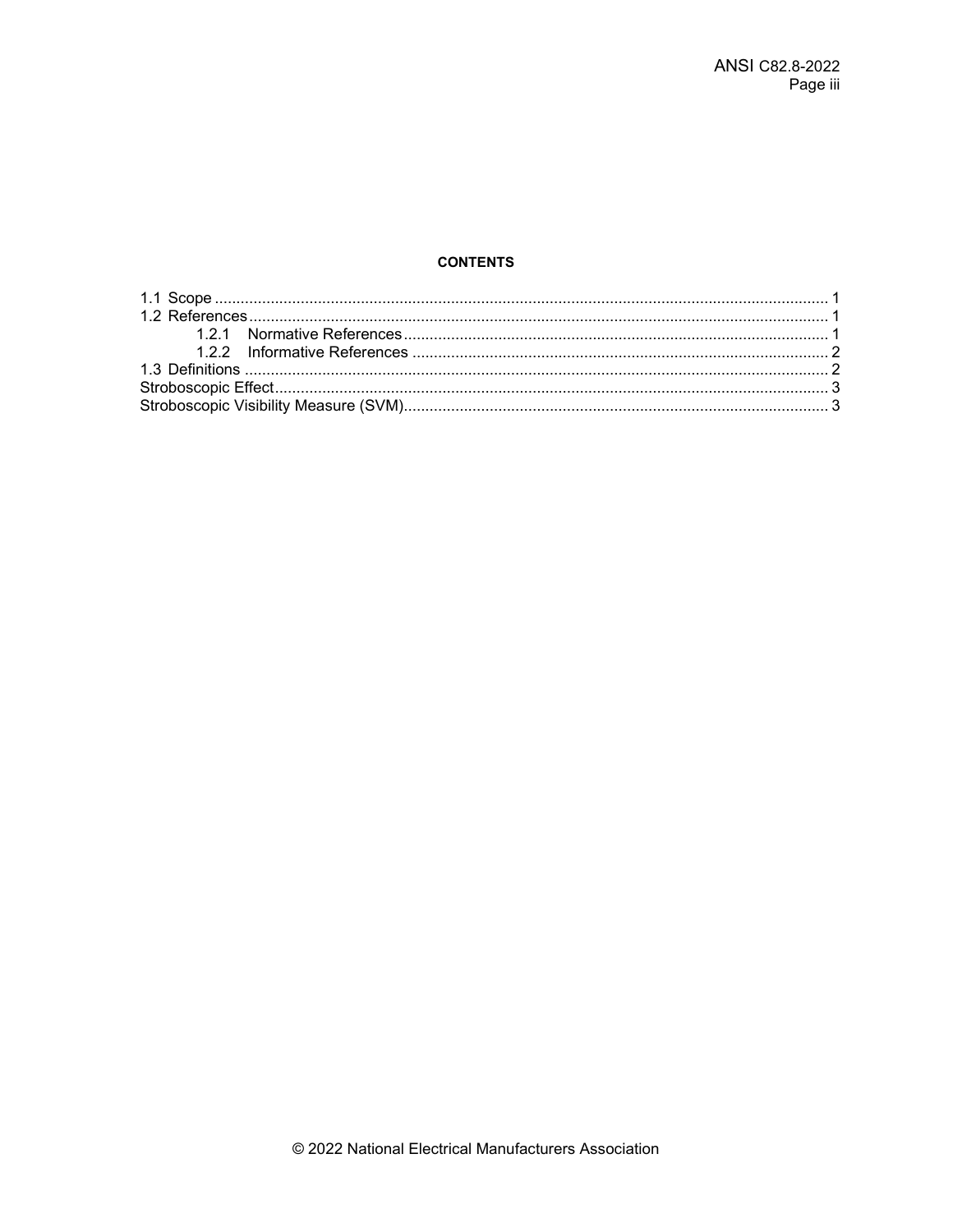**CONTENTS**

1.1 Scope .......................................................................................................................................... 1
1.2 References ................................................................................................................................. 1
    1.2.1 Normative References ........................................................................................................ 1
    1.2.2 Informative References ....................................................................................................... 2
1.3 Definitions .................................................................................................................................. 2
Stroboscopic Effect ........................................................................................................................... 3
Stroboscopic Visibility Measure (SVM) .............................................................................................. 3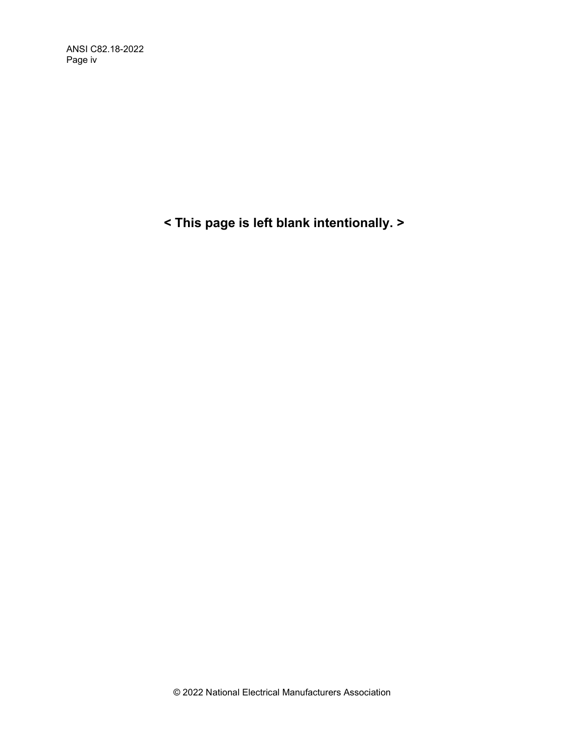**< This page is left blank intentionally. >**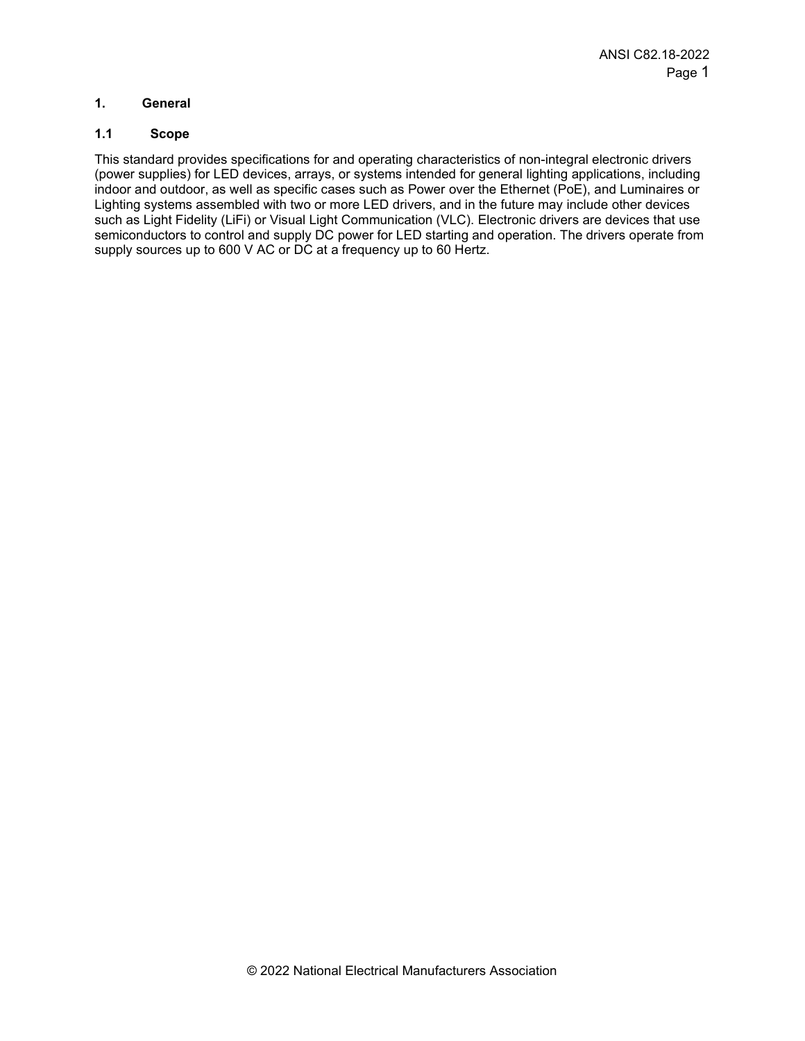# 1. General

## 1.1 Scope

This standard provides specifications for and operating characteristics of non-integral electronic drivers (power supplies) for LED devices, arrays, or systems intended for general lighting applications, including indoor and outdoor, as well as specific cases such as Power over the Ethernet (PoE), and Luminaires or Lighting systems assembled with two or more LED drivers, and in the future may include other devices such as Light Fidelity (LiFi) or Visual Light Communication (VLC). Electronic drivers are devices that use semiconductors to control and supply DC power for LED starting and operation. The drivers operate from supply sources up to 600 V AC or DC at a frequency up to 60 Hertz.